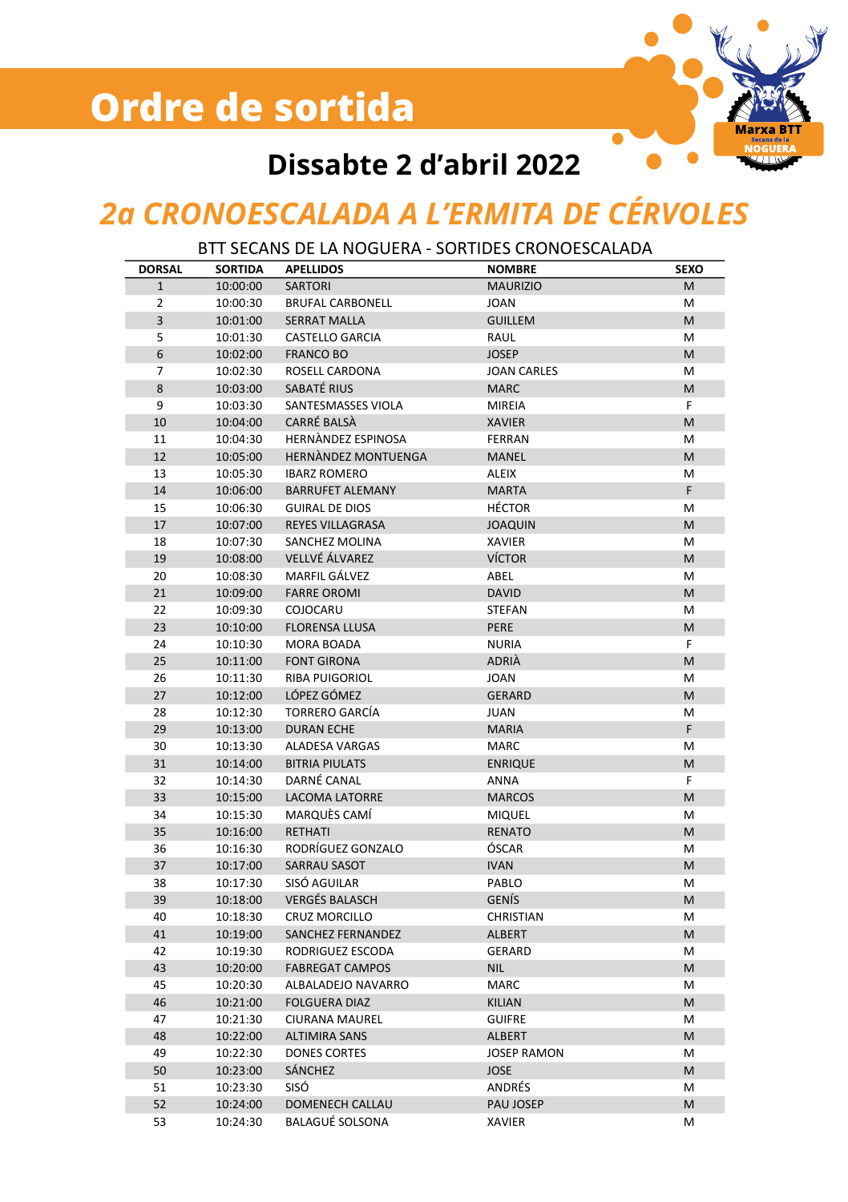# Ordre de sortida

## Dissabte 2 d'abril 2022

# *2a CRONOESCALADA A L'ERMITA DE CÉRVOLES*

BTT SECANS DE LA NOGUERA - SORTIDES CRONOESCALADA

| DORSAL | SORTIDA | APELLIDOS | NOMBRE | SEXO |
|---|---|---|---|---|
| 1 | 10:00:00 | SARTORI | MAURIZIO | M |
| 2 | 10:00:30 | BRUFAL CARBONELL | JOAN | M |
| 3 | 10:01:00 | SERRAT MALLA | GUILLEM | M |
| 5 | 10:01:30 | CASTELLO GARCIA | RAUL | M |
| 6 | 10:02:00 | FRANCO BO | JOSEP | M |
| 7 | 10:02:30 | ROSELL CARDONA | JOAN CARLES | M |
| 8 | 10:03:00 | SABATÉ RIUS | MARC | M |
| 9 | 10:03:30 | SANTESMASSES VIOLA | MIREIA | F |
| 10 | 10:04:00 | CARRÉ BALSÀ | XAVIER | M |
| 11 | 10:04:30 | HERNÀNDEZ ESPINOSA | FERRAN | M |
| 12 | 10:05:00 | HERNÀNDEZ MONTUENGA | MANEL | M |
| 13 | 10:05:30 | IBARZ ROMERO | ALEIX | M |
| 14 | 10:06:00 | BARRUFET ALEMANY | MARTA | F |
| 15 | 10:06:30 | GUIRAL DE DIOS | HÉCTOR | M |
| 17 | 10:07:00 | REYES VILLAGRASA | JOAQUIN | M |
| 18 | 10:07:30 | SANCHEZ MOLINA | XAVIER | M |
| 19 | 10:08:00 | VELLVÉ ÁLVAREZ | VÍCTOR | M |
| 20 | 10:08:30 | MARFIL GÁLVEZ | ABEL | M |
| 21 | 10:09:00 | FARRE OROMI | DAVID | M |
| 22 | 10:09:30 | COJOCARU | STEFAN | M |
| 23 | 10:10:00 | FLORENSA LLUSA | PERE | M |
| 24 | 10:10:30 | MORA BOADA | NURIA | F |
| 25 | 10:11:00 | FONT GIRONA | ADRIÀ | M |
| 26 | 10:11:30 | RIBA PUIGORIOL | JOAN | M |
| 27 | 10:12:00 | LÓPEZ GÓMEZ | GERARD | M |
| 28 | 10:12:30 | TORRERO GARCÍA | JUAN | M |
| 29 | 10:13:00 | DURAN ECHE | MARIA | F |
| 30 | 10:13:30 | ALADESA VARGAS | MARC | M |
| 31 | 10:14:00 | BITRIA PIULATS | ENRIQUE | M |
| 32 | 10:14:30 | DARNÉ CANAL | ANNA | F |
| 33 | 10:15:00 | LACOMA LATORRE | MARCOS | M |
| 34 | 10:15:30 | MARQUÈS CAMÍ | MIQUEL | M |
| 35 | 10:16:00 | RETHATI | RENATO | M |
| 36 | 10:16:30 | RODRÍGUEZ GONZALO | ÓSCAR | M |
| 37 | 10:17:00 | SARRAU SASOT | IVAN | M |
| 38 | 10:17:30 | SISÓ AGUILAR | PABLO | M |
| 39 | 10:18:00 | VERGÉS BALASCH | GENÍS | M |
| 40 | 10:18:30 | CRUZ MORCILLO | CHRISTIAN | M |
| 41 | 10:19:00 | SANCHEZ FERNANDEZ | ALBERT | M |
| 42 | 10:19:30 | RODRIGUEZ ESCODA | GERARD | M |
| 43 | 10:20:00 | FABREGAT CAMPOS | NIL | M |
| 45 | 10:20:30 | ALBALADEJO NAVARRO | MARC | M |
| 46 | 10:21:00 | FOLGUERA DIAZ | KILIAN | M |
| 47 | 10:21:30 | CIURANA MAUREL | GUIFRE | M |
| 48 | 10:22:00 | ALTIMIRA SANS | ALBERT | M |
| 49 | 10:22:30 | DONES CORTES | JOSEP RAMON | M |
| 50 | 10:23:00 | SÁNCHEZ | JOSE | M |
| 51 | 10:23:30 | SISÓ | ANDRÉS | M |
| 52 | 10:24:00 | DOMENECH CALLAU | PAU JOSEP | M |
| 53 | 10:24:30 | BALAGUÉ SOLSONA | XAVIER | M |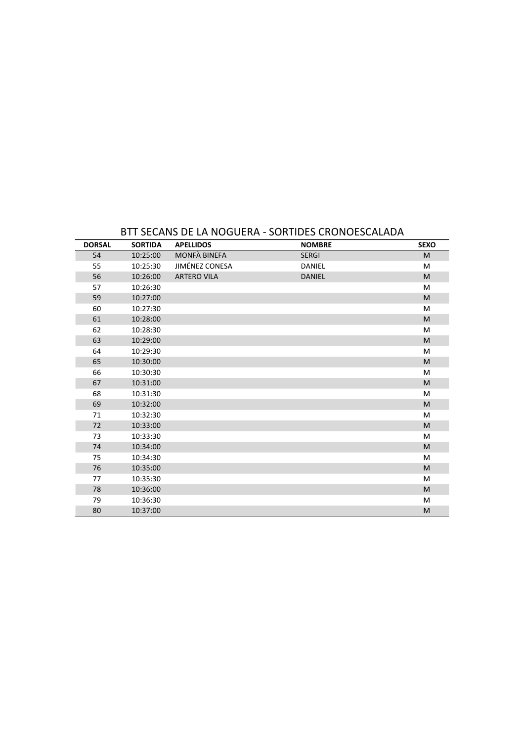## BTT SECANS DE LA NOGUERA - SORTIDES CRONOESCALADA

| DORSAL | SORTIDA | APELLIDOS | NOMBRE | SEXO |
|---|---|---|---|---|
| 54 | 10:25:00 | MONFÀ BINEFA | SERGI | M |
| 55 | 10:25:30 | JIMÉNEZ CONESA | DANIEL | M |
| 56 | 10:26:00 | ARTERO VILA | DANIEL | M |
| 57 | 10:26:30 | | | M |
| 59 | 10:27:00 | | | M |
| 60 | 10:27:30 | | | M |
| 61 | 10:28:00 | | | M |
| 62 | 10:28:30 | | | M |
| 63 | 10:29:00 | | | M |
| 64 | 10:29:30 | | | M |
| 65 | 10:30:00 | | | M |
| 66 | 10:30:30 | | | M |
| 67 | 10:31:00 | | | M |
| 68 | 10:31:30 | | | M |
| 69 | 10:32:00 | | | M |
| 71 | 10:32:30 | | | M |
| 72 | 10:33:00 | | | M |
| 73 | 10:33:30 | | | M |
| 74 | 10:34:00 | | | M |
| 75 | 10:34:30 | | | M |
| 76 | 10:35:00 | | | M |
| 77 | 10:35:30 | | | M |
| 78 | 10:36:00 | | | M |
| 79 | 10:36:30 | | | M |
| 80 | 10:37:00 | | | M |